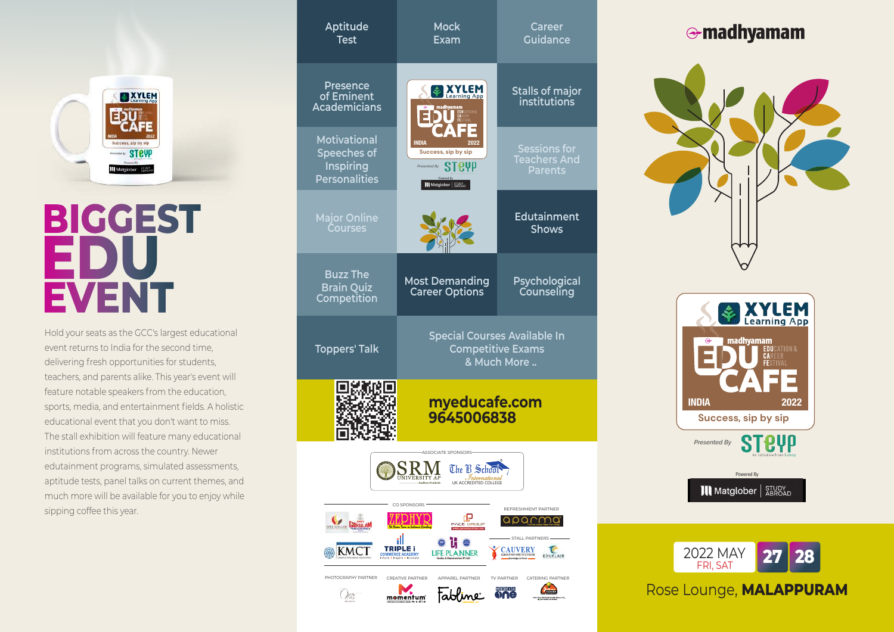# BIGGEST EDU EVENT

Hold your seats as the GCC's largest educational event returns to India for the second time, delivering fresh opportunities for students, teachers, and parents alike. This year's event will feature notable speakers from the education, sports, media, and entertainment fields. A holistic educational event that you don't want to miss. The stall exhibition will feature many educational institutions from across the country. Newer edutainment programs, simulated assessments, aptitude tests, panel talks on current themes, and much more will be available for you to enjoy while sipping coffee this year.

- Aptitude Test
- Mock Exam
- Career Guidance
- Presence of Eminent Academicians
- Stalls of major institutions
- Motivational Speeches of Inspiring Personalities
- Sessions for Teachers And Parents
- Major Online Courses
- Edutainment Shows
- Buzz The Brain Quiz Competition
- Most Demanding Career Options
- Psychological Counseling
- Toppers' Talk
- Special Courses Available In Competitive Exams & Much More ..

XYLEM Learning App — madhyamam EDU CAFE (Education & Career Festival) INDIA 2022 — Success, sip by sip

Presented By STEYP — Powered By Matglober | Study Abroad

**myeducafe.com**
**9645006838**

ASSOCIATE SPONSORS: SRM University AP, The B School International

CO SPONSORS — REFRESHMENT PARTNER: aparna — STALL PARTNERS

PHOTOGRAPHY PARTNER — CREATIVE PARTNER: momentum media — APPAREL PARTNER: Fabline — TV PARTNER: Media One — CATERING PARTNER

madhyamam

2022 MAY FRI, SAT **27 28**

Rose Lounge, **MALAPPURAM**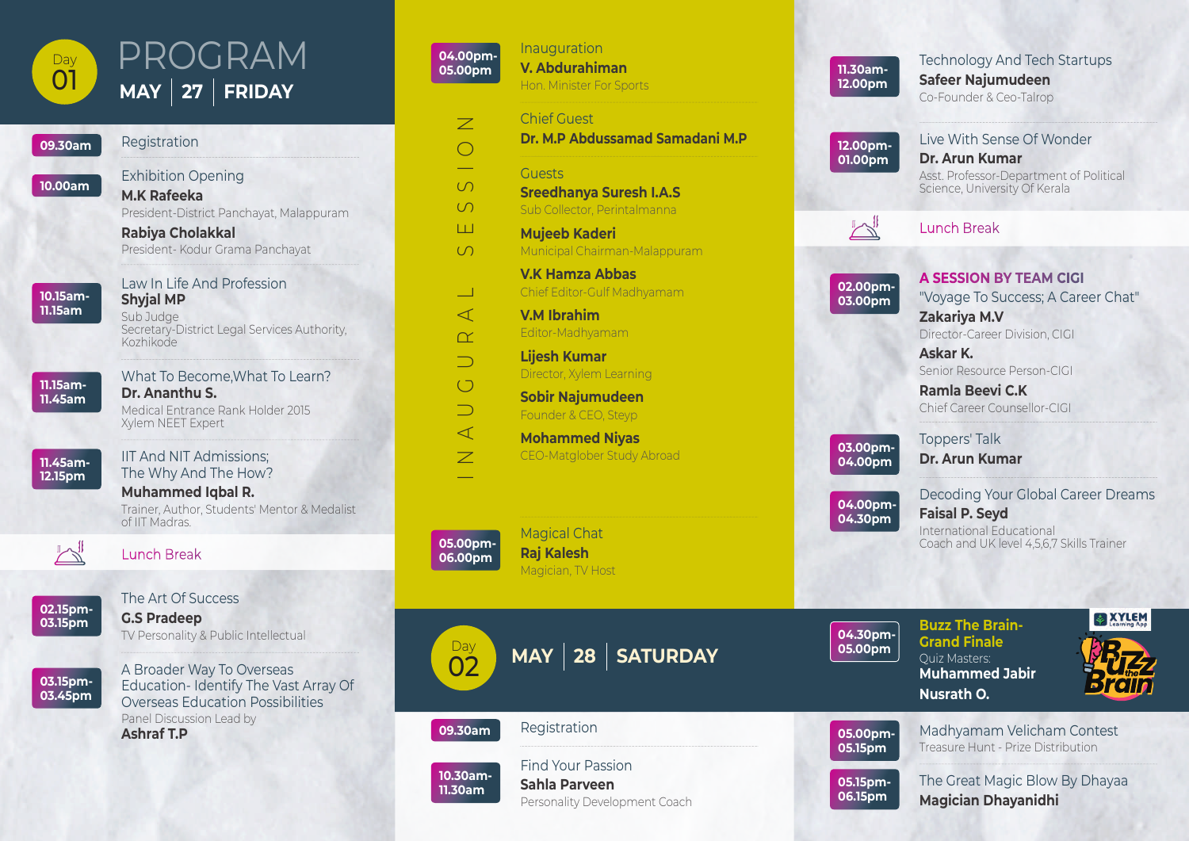# Day 01 PROGRAM

## MAY | 27 | FRIDAY

**09.30am** Registration

**10.00am** Exhibition Opening
**M.K Rafeeka**
President-District Panchayat, Malappuram
**Rabiya Cholakkal**
President- Kodur Grama Panchayat

**10.15am-11.15am** Law In Life And Profession
**Shyjal MP**
Sub Judge
Secretary-District Legal Services Authority, Kozhikode

**11.15am-11.45am** What To Become,What To Learn?
**Dr. Ananthu S.**
Medical Entrance Rank Holder 2015
Xylem NEET Expert

**11.45am-12.15pm** IIT And NIT Admissions; The Why And The How?
**Muhammed Iqbal R.**
Trainer, Author, Students' Mentor & Medalist of IIT Madras.

Lunch Break

**02.15pm-03.15pm** The Art Of Success
**G.S Pradeep**
TV Personality & Public Intellectual

**03.15pm-03.45pm** A Broader Way To Overseas Education- Identify The Vast Array Of Overseas Education Possibilities
Panel Discussion Lead by
**Ashraf T.P**

### INAUGURAL SESSION

**04.00pm-05.00pm** Inauguration
**V. Abdurahiman**
Hon. Minister For Sports

Chief Guest
**Dr. M.P Abdussamad Samadani M.P**

Guests
**Sreedhanya Suresh I.A.S**
Sub Collector, Perintalmanna
**Mujeeb Kaderi**
Municipal Chairman-Malappuram
**V.K Hamza Abbas**
Chief Editor-Gulf Madhyamam
**V.M Ibrahim**
Editor-Madhyamam
**Lijesh Kumar**
Director, Xylem Learning
**Sobir Najumudeen**
Founder & CEO, Steyp
**Mohammed Niyas**
CEO-Matglober Study Abroad

**05.00pm-06.00pm** Magical Chat
**Raj Kalesh**
Magician, TV Host

# Day 02

## MAY | 28 | SATURDAY

**09.30am** Registration

**10.30am-11.30am** Find Your Passion
**Sahla Parveen**
Personality Development Coach

**11.30am-12.00pm** Technology And Tech Startups
**Safeer Najumudeen**
Co-Founder & Ceo-Talrop

**12.00pm-01.00pm** Live With Sense Of Wonder
**Dr. Arun Kumar**
Asst. Professor-Department of Political Science, University Of Kerala

Lunch Break

**02.00pm-03.00pm** **A SESSION BY TEAM CIGI**
"Voyage To Success; A Career Chat"
**Zakariya M.V**
Director-Career Division, CIGI
**Askar K.**
Senior Resource Person-CIGI
**Ramla Beevi C.K**
Chief Career Counsellor-CIGI

**03.00pm-04.00pm** Toppers' Talk
**Dr. Arun Kumar**

**04.00pm-04.30pm** Decoding Your Global Career Dreams
**Faisal P. Seyd**
International Educational Coach and UK level 4,5,6,7 Skills Trainer

**04.30pm-05.00pm** Buzz The Brain- Grand Finale
Quiz Masters:
**Muhammed Jabir**
**Nusrath O.**

**05.00pm-05.15pm** Madhyamam Velicham Contest
Treasure Hunt - Prize Distribution

**05.15pm-06.15pm** The Great Magic Blow By Dhayaa
**Magician Dhayanidhi**